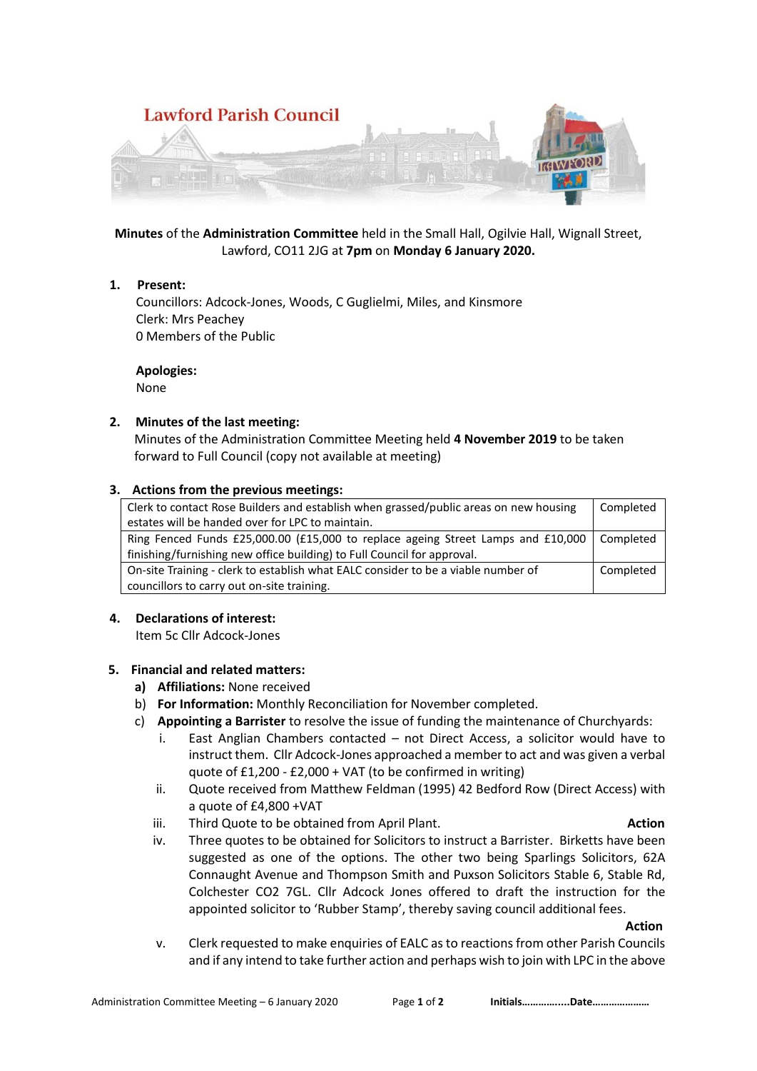Lawford Parish Council

**Minutes** of the **Administration Committee** held in the Small Hall, Ogilvie Hall, Wignall Street, Lawford, CO11 2JG at **7pm** on **Monday 6 January 2020.**

1. **Present:**
   Councillors: Adcock-Jones, Woods, C Guglielmi, Miles, and Kinsmore
   Clerk: Mrs Peachey
   0 Members of the Public

   **Apologies:**
   None

2. **Minutes of the last meeting:**
   Minutes of the Administration Committee Meeting held **4 November 2019** to be taken forward to Full Council (copy not available at meeting)

3. **Actions from the previous meetings:**

| | |
|---|---|
| Clerk to contact Rose Builders and establish when grassed/public areas on new housing estates will be handed over for LPC to maintain. | Completed |
| Ring Fenced Funds £25,000.00 (£15,000 to replace ageing Street Lamps and £10,000 finishing/furnishing new office building) to Full Council for approval. | Completed |
| On-site Training - clerk to establish what EALC consider to be a viable number of councillors to carry out on-site training. | Completed |

4. **Declarations of interest:**
   Item 5c Cllr Adcock-Jones

5. **Financial and related matters:**
   a) **Affiliations:** None received
   b) **For Information:** Monthly Reconciliation for November completed.
   c) **Appointing a Barrister** to resolve the issue of funding the maintenance of Churchyards:
      i. East Anglian Chambers contacted – not Direct Access, a solicitor would have to instruct them. Cllr Adcock-Jones approached a member to act and was given a verbal quote of £1,200 - £2,000 + VAT (to be confirmed in writing)
      ii. Quote received from Matthew Feldman (1995) 42 Bedford Row (Direct Access) with a quote of £4,800 +VAT
      iii. Third Quote to be obtained from April Plant. **Action**
      iv. Three quotes to be obtained for Solicitors to instruct a Barrister. Birketts have been suggested as one of the options. The other two being Sparlings Solicitors, 62A Connaught Avenue and Thompson Smith and Puxson Solicitors Stable 6, Stable Rd, Colchester CO2 7GL. Cllr Adcock Jones offered to draft the instruction for the appointed solicitor to 'Rubber Stamp', thereby saving council additional fees. **Action**
      v. Clerk requested to make enquiries of EALC as to reactions from other Parish Councils and if any intend to take further action and perhaps wish to join with LPC in the above

Initials……………...Date…………………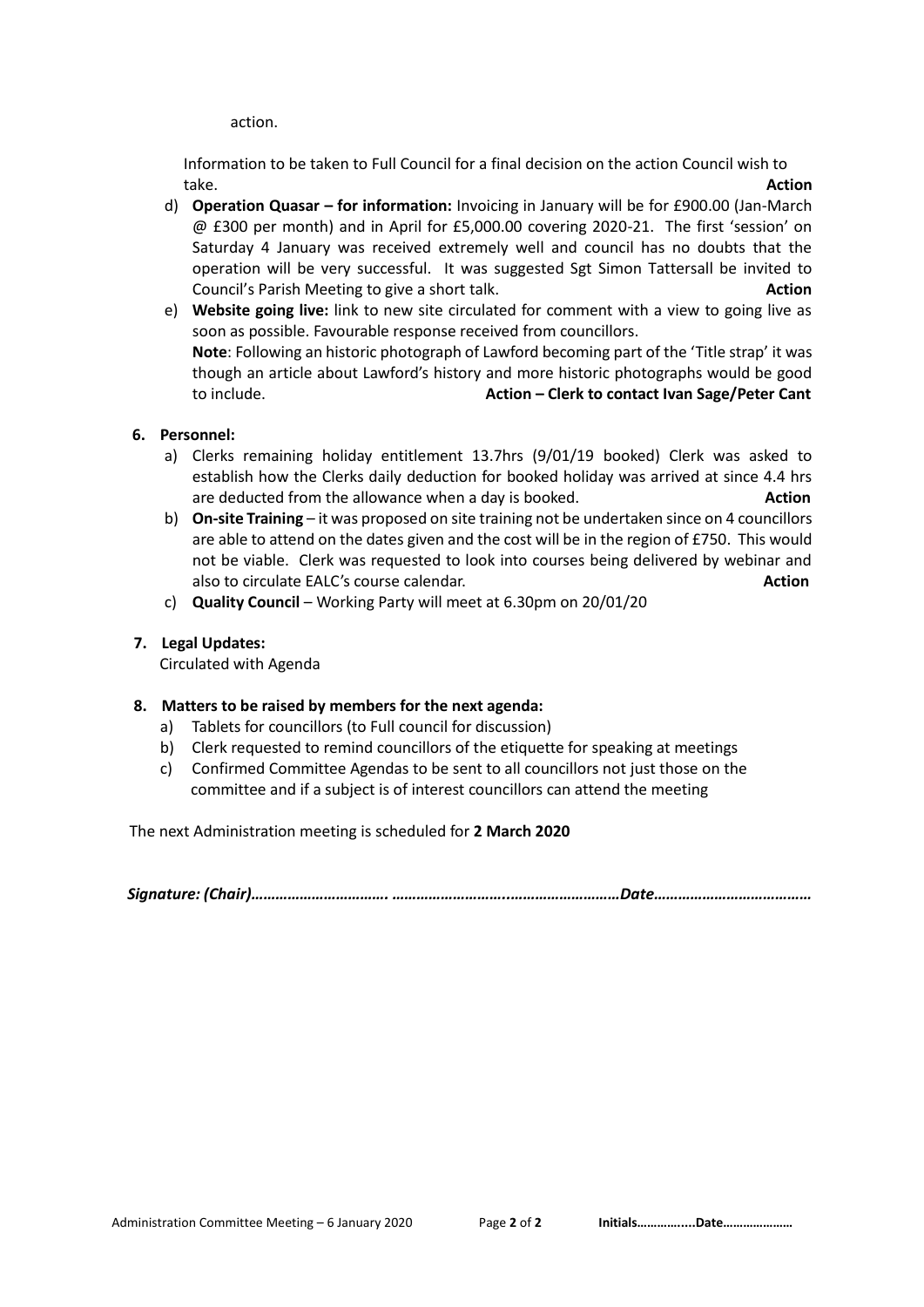action.

Information to be taken to Full Council for a final decision on the action Council wish to take. **Action**

d) **Operation Quasar – for information:** Invoicing in January will be for £900.00 (Jan-March @ £300 per month) and in April for £5,000.00 covering 2020-21. The first 'session' on Saturday 4 January was received extremely well and council has no doubts that the operation will be very successful. It was suggested Sgt Simon Tattersall be invited to Council's Parish Meeting to give a short talk. **Action**

e) **Website going live:** link to new site circulated for comment with a view to going live as soon as possible. Favourable response received from councillors.
**Note**: Following an historic photograph of Lawford becoming part of the 'Title strap' it was though an article about Lawford's history and more historic photographs would be good to include. **Action – Clerk to contact Ivan Sage/Peter Cant**

**6. Personnel:**

a) Clerks remaining holiday entitlement 13.7hrs (9/01/19 booked) Clerk was asked to establish how the Clerks daily deduction for booked holiday was arrived at since 4.4 hrs are deducted from the allowance when a day is booked. **Action**

b) **On-site Training** – it was proposed on site training not be undertaken since on 4 councillors are able to attend on the dates given and the cost will be in the region of £750. This would not be viable. Clerk was requested to look into courses being delivered by webinar and also to circulate EALC's course calendar. **Action**

c) **Quality Council** – Working Party will meet at 6.30pm on 20/01/20

**7. Legal Updates:**

Circulated with Agenda

**8. Matters to be raised by members for the next agenda:**

a) Tablets for councillors (to Full council for discussion)
b) Clerk requested to remind councillors of the etiquette for speaking at meetings
c) Confirmed Committee Agendas to be sent to all councillors not just those on the committee and if a subject is of interest councillors can attend the meeting

The next Administration meeting is scheduled for **2 March 2020**

***Signature: (Chair)……………………………. ……………………..………………………Date…………………………………***